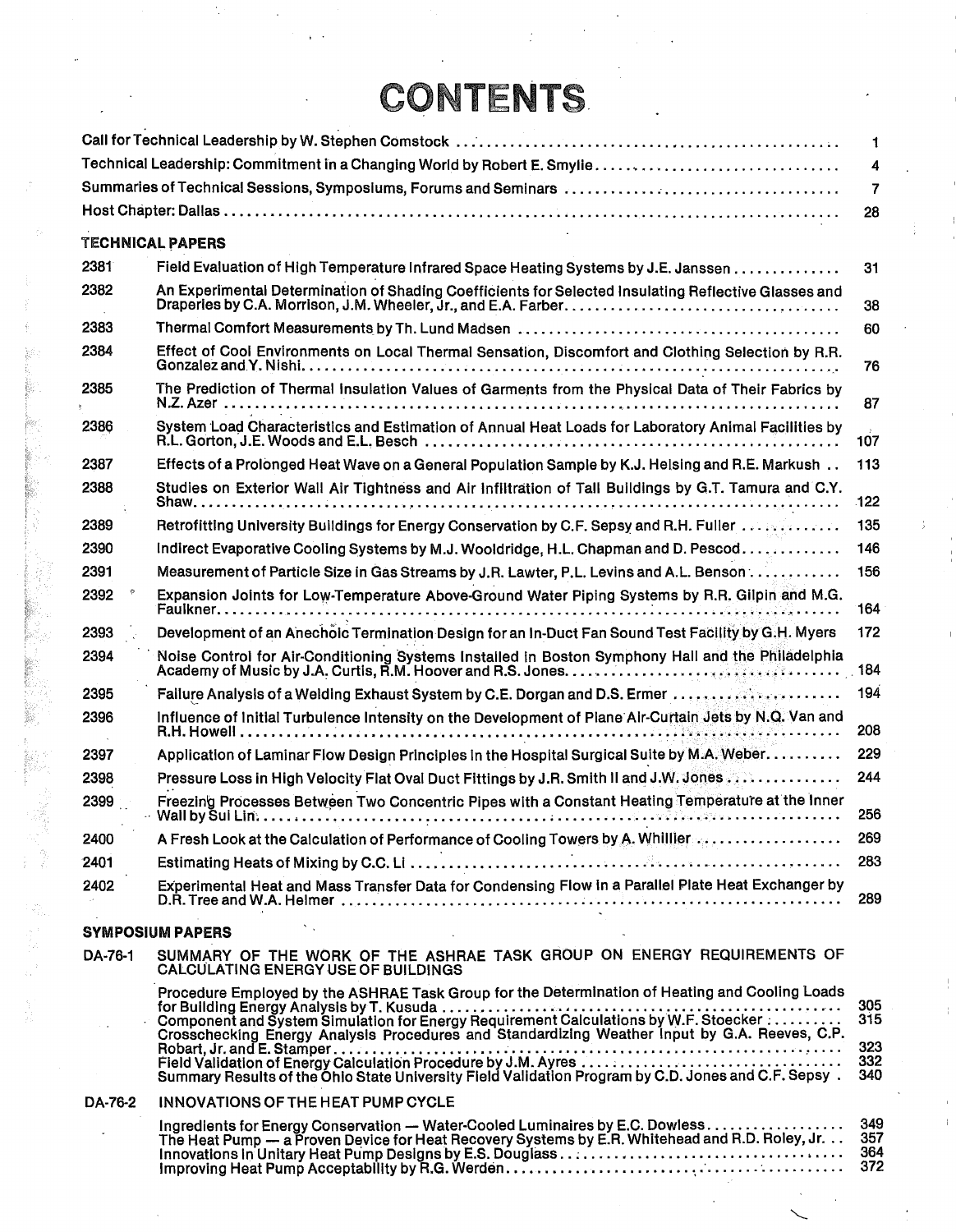# CONTENTS

| | |
|---|---|
| Call for Technical Leadership by W. Stephen Comstock | 1 |
| Technical Leadership: Commitment in a Changing World by Robert E. Smylie | 4 |
| Summaries of Technical Sessions, Symposiums, Forums and Seminars | 7 |
| Host Chapter: Dallas | 28 |

## TECHNICAL PAPERS

| | | |
|---|---|---|
| 2381 | Field Evaluation of High Temperature Infrared Space Heating Systems by J.E. Janssen | 31 |
| 2382 | An Experimental Determination of Shading Coefficients for Selected Insulating Reflective Glasses and Draperies by C.A. Morrison, J.M. Wheeler, Jr., and E.A. Farber | 38 |
| 2383 | Thermal Comfort Measurements by Th. Lund Madsen | 60 |
| 2384 | Effect of Cool Environments on Local Thermal Sensation, Discomfort and Clothing Selection by R.R. Gonzalez and Y. Nishi | 76 |
| 2385 | The Prediction of Thermal Insulation Values of Garments from the Physical Data of Their Fabrics by N.Z. Azer | 87 |
| 2386 | System Load Characteristics and Estimation of Annual Heat Loads for Laboratory Animal Facilities by R.L. Gorton, J.E. Woods and E.L. Besch | 107 |
| 2387 | Effects of a Prolonged Heat Wave on a General Population Sample by K.J. Helsing and R.E. Markush | 113 |
| 2388 | Studies on Exterior Wall Air Tightness and Air Infiltration of Tall Buildings by G.T. Tamura and C.Y. Shaw | 122 |
| 2389 | Retrofitting University Buildings for Energy Conservation by C.F. Sepsy and R.H. Fuller | 135 |
| 2390 | Indirect Evaporative Cooling Systems by M.J. Wooldridge, H.L. Chapman and D. Pescod | 146 |
| 2391 | Measurement of Particle Size in Gas Streams by J.R. Lawter, P.L. Levins and A.L. Benson | 156 |
| 2392 | Expansion Joints for Low-Temperature Above-Ground Water Piping Systems by R.R. Gilpin and M.G. Faulkner | 164 |
| 2393 | Development of an Anechoic Termination Design for an In-Duct Fan Sound Test Facility by G.H. Myers | 172 |
| 2394 | Noise Control for Air-Conditioning Systems Installed in Boston Symphony Hall and the Philadelphia Academy of Music by J.A. Curtis, R.M. Hoover and R.S. Jones | 184 |
| 2395 | Failure Analysis of a Welding Exhaust System by C.E. Dorgan and D.S. Ermer | 194 |
| 2396 | Influence of Initial Turbulence Intensity on the Development of Plane Air-Curtain Jets by N.Q. Van and R.H. Howell | 208 |
| 2397 | Application of Laminar Flow Design Principles in the Hospital Surgical Suite by M.A. Weber | 229 |
| 2398 | Pressure Loss in High Velocity Flat Oval Duct Fittings by J.R. Smith II and J.W. Jones | 244 |
| 2399 | Freezing Processes Between Two Concentric Pipes with a Constant Heating Temperature at the Inner Wall by Sui Lin | 256 |
| 2400 | A Fresh Look at the Calculation of Performance of Cooling Towers by A. Whillier | 269 |
| 2401 | Estimating Heats of Mixing by C.C. Li | 283 |
| 2402 | Experimental Heat and Mass Transfer Data for Condensing Flow in a Parallel Plate Heat Exchanger by D.R. Tree and W.A. Helmer | 289 |

## SYMPOSIUM PAPERS

**DA-76-1 SUMMARY OF THE WORK OF THE ASHRAE TASK GROUP ON ENERGY REQUIREMENTS OF CALCULATING ENERGY USE OF BUILDINGS**

| | |
|---|---|
| Procedure Employed by the ASHRAE Task Group for the Determination of Heating and Cooling Loads for Building Energy Analysis by T. Kusuda | 305 |
| Component and System Simulation for Energy Requirement Calculations by W.F. Stoecker | 315 |
| Crosschecking Energy Analysis Procedures and Standardizing Weather Input by G.A. Reeves, C.P. Robart, Jr. and E. Stamper | 323 |
| Field Validation of Energy Calculation Procedure by J.M. Ayres | 332 |
| Summary Results of the Ohio State University Field Validation Program by C.D. Jones and C.F. Sepsy | 340 |

**DA-76-2 INNOVATIONS OF THE HEAT PUMP CYCLE**

| | |
|---|---|
| Ingredients for Energy Conservation — Water-Cooled Luminaires by E.C. Dowless | 349 |
| The Heat Pump — a Proven Device for Heat Recovery Systems by E.R. Whitehead and R.D. Roley, Jr. | 357 |
| Innovations in Unitary Heat Pump Designs by E.S. Douglass | 364 |
| Improving Heat Pump Acceptability by R.G. Werden | 372 |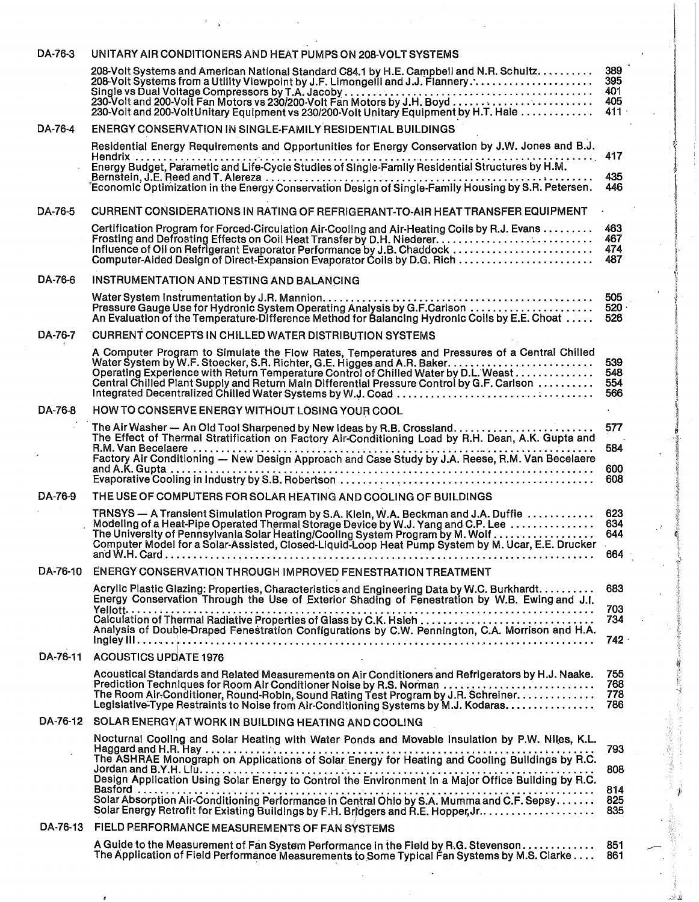**DA-76-3 UNITARY AIR CONDITIONERS AND HEAT PUMPS ON 208-VOLT SYSTEMS**

| | |
|---|---|
| 208-Volt Systems and American National Standard C84.1 by H.E. Campbell and N.R. Schultz | 389 |
| 208-Volt Systems from a Utility Viewpoint by J.F. Limongelli and J.J. Flannery | 395 |
| Single vs Dual Voltage Compressors by T.A. Jacoby | 401 |
| 230-Volt and 200-Volt Fan Motors vs 230/200-Volt Fan Motors by J.H. Boyd | 405 |
| 230-Volt and 200-Volt Unitary Equipment vs 230/200-Volt Unitary Equipment by H.T. Hale | 411 |

**DA-76-4 ENERGY CONSERVATION IN SINGLE-FAMILY RESIDENTIAL BUILDINGS**

| | |
|---|---|
| Residential Energy Requirements and Opportunities for Energy Conservation by J.W. Jones and B.J. Hendrix | 417 |
| Energy Budget, Parametric and Life-Cycle Studies of Single-Family Residential Structures by H.M. Bernstein, J.E. Reed and T. Alereza | 435 |
| Economic Optimization in the Energy Conservation Design of Single-Family Housing by S.R. Petersen. | 446 |

**DA-76-5 CURRENT CONSIDERATIONS IN RATING OF REFRIGERANT-TO-AIR HEAT TRANSFER EQUIPMENT**

| | |
|---|---|
| Certification Program for Forced-Circulation Air-Cooling and Air-Heating Coils by R.J. Evans | 463 |
| Frosting and Defrosting Effects on Coil Heat Transfer by D.H. Niederer | 467 |
| Influence of Oil on Refrigerant Evaporator Performance by J.B. Chaddock | 474 |
| Computer-Aided Design of Direct-Expansion Evaporator Coils by D.G. Rich | 487 |

**DA-76-6 INSTRUMENTATION AND TESTING AND BALANCING**

| | |
|---|---|
| Water System Instrumentation by J.R. Mannion | 505 |
| Pressure Gauge Use for Hydronic System Operating Analysis by G.F.Carlson | 520 |
| An Evaluation of the Temperature-Difference Method for Balancing Hydronic Coils by E.E. Choat | 526 |

**DA-76-7 CURRENT CONCEPTS IN CHILLED WATER DISTRIBUTION SYSTEMS**

| | |
|---|---|
| A Computer Program to Simulate the Flow Rates, Temperatures and Pressures of a Central Chilled Water System by W.F. Stoecker, S.R. Richter, G.E. Higges and A.R. Baker | 539 |
| Operating Experience with Return Temperature Control of Chilled Water by D.L. Weast | 548 |
| Central Chilled Plant Supply and Return Main Differential Pressure Control by G.F. Carlson | 554 |
| Integrated Decentralized Chilled Water Systems by W.J. Coad | 566 |

**DA-76-8 HOW TO CONSERVE ENERGY WITHOUT LOSING YOUR COOL**

| | |
|---|---|
| The Air Washer — An Old Tool Sharpened by New Ideas by R.B. Crossland | 577 |
| The Effect of Thermal Stratification on Factory Air-Conditioning Load by R.H. Dean, A.K. Gupta and R.M. Van Becelaere | 584 |
| Factory Air Conditioning — New Design Approach and Case Study by J.A. Reese, R.M. Van Becelaere and A.K. Gupta | 600 |
| Evaporative Cooling in Industry by S.B. Robertson | 608 |

**DA-76-9 THE USE OF COMPUTERS FOR SOLAR HEATING AND COOLING OF BUILDINGS**

| | |
|---|---|
| TRNSYS — A Transient Simulation Program by S.A. Klein, W.A. Beckman and J.A. Duffie | 623 |
| Modeling of a Heat-Pipe Operated Thermal Storage Device by W.J. Yang and C.P. Lee | 634 |
| The University of Pennsylvania Solar Heating/Cooling System Program by M. Wolf | 644 |
| Computer Model for a Solar-Assisted, Closed-Liquid-Loop Heat Pump System by M. Ucar, E.E. Drucker and W.H. Card | 664 |

**DA-76-10 ENERGY CONSERVATION THROUGH IMPROVED FENESTRATION TREATMENT**

| | |
|---|---|
| Acrylic Plastic Glazing: Properties, Characteristics and Engineering Data by W.C. Burkhardt | 683 |
| Energy Conservation Through the Use of Exterior Shading of Fenestration by W.B. Ewing and J.I. Yellott | 703 |
| Calculation of Thermal Radiative Properties of Glass by C.K. Hsieh | 734 |
| Analysis of Double-Draped Fenestration Configurations by C.W. Pennington, C.A. Morrison and H.A. Ingley III | 742 |

**DA-76-11 ACOUSTICS UPDATE 1976**

| | |
|---|---|
| Acoustical Standards and Related Measurements on Air Conditioners and Refrigerators by H.J. Naake. | 755 |
| Prediction Techniques for Room Air Conditioner Noise by R.S. Norman | 768 |
| The Room Air-Conditioner, Round-Robin, Sound Rating Test Program by J.R. Schreiner | 778 |
| Legislative-Type Restraints to Noise from Air-Conditioning Systems by M.J. Kodaras | 786 |

**DA-76-12 SOLAR ENERGY AT WORK IN BUILDING HEATING AND COOLING**

| | |
|---|---|
| Nocturnal Cooling and Solar Heating with Water Ponds and Movable Insulation by P.W. Niles, K.L. Haggard and H.R. Hay | 793 |
| The ASHRAE Monograph on Applications of Solar Energy for Heating and Cooling Buildings by R.C. Jordan and B.Y.H. Liu | 808 |
| Design Application Using Solar Energy to Control the Environment in a Major Office Building by R.C. Basford | 814 |
| Solar Absorption Air-Conditioning Performance in Central Ohio by S.A. Mumma and C.F. Sepsy | 825 |
| Solar Energy Retrofit for Existing Buildings by F.H. Bridgers and R.E. Hopper, Jr. | 835 |

**DA-76-13 FIELD PERFORMANCE MEASUREMENTS OF FAN SYSTEMS**

| | |
|---|---|
| A Guide to the Measurement of Fan System Performance in the Field by R.G. Stevenson | 851 |
| The Application of Field Performance Measurements to Some Typical Fan Systems by M.S. Clarke | 861 |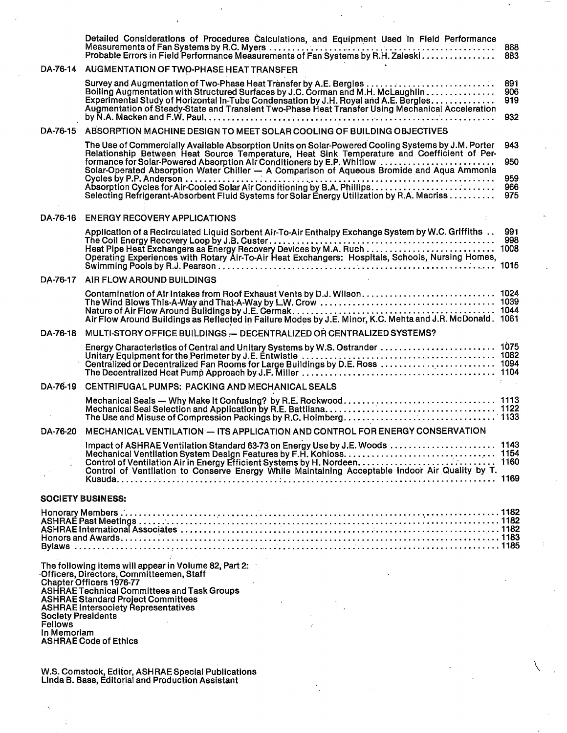Detailed Considerations of Procedures Calculations, and Equipment Used in Field Performance Measurements of Fan Systems by R.C. Myers .................................................. 868
Probable Errors in Field Performance Measurements of Fan Systems by R.H. Zaleski ................ 883

## DA-76-14 AUGMENTATION OF TWO-PHASE HEAT TRANSFER

Survey and Augmentation of Two-Phase Heat Transfer by A.E. Bergles ............................ 891
Boiling Augmentation with Structured Surfaces by J.C. Corman and M.H. McLaughlin ............... 906
Experimental Study of Horizontal In-Tube Condensation by J.H. Royal and A.E. Bergles ............. 919
Augmentation of Steady-State and Transient Two-Phase Heat Transfer Using Mechanical Acceleration by N.A. Macken and F.W. Paul ............................................................ 932

## DA-76-15 ABSORPTION MACHINE DESIGN TO MEET SOLAR COOLING OF BUILDING OBJECTIVES

The Use of Commercially Available Absorption Units on Solar-Powered Cooling Systems by J.M. Porter 943
Relationship Between Heat Source Temperature, Heat Sink Temperature and Coefficient of Performance for Solar-Powered Absorption Air Conditioners by E.P. Whitlow ......................... 950
Solar-Operated Absorption Water Chiller — A Comparison of Aqueous Bromide and Aqua Ammonia Cycles by P.P. Anderson ........................................................................ 959
Absorption Cycles for Air-Cooled Solar Air Conditioning by B.A. Phillips ........................... 966
Selecting Refrigerant-Absorbent Fluid Systems for Solar Energy Utilization by R.A. Macriss .......... 975

## DA-76-16 ENERGY RECOVERY APPLICATIONS

Application of a Recirculated Liquid Sorbent Air-To-Air Enthalpy Exchange System by W.C. Griffiths .. 991
The Coil Energy Recovery Loop by J.B. Custer ................................................... 998
Heat Pipe Heat Exchangers as Energy Recovery Devices by M.A. Ruch ............................ 1008
Operating Experiences with Rotary Air-To-Air Heat Exchangers: Hospitals, Schools, Nursing Homes, Swimming Pools by R.J. Pearson ............................................................ 1015

## DA-76-17 AIR FLOW AROUND BUILDINGS

Contamination of Air Intakes from Roof Exhaust Vents by D.J. Wilson ............................. 1024
The Wind Blows This-A-Way and That-A-Way by L.W. Crow ........................................ 1039
Nature of Air Flow Around Buildings by J.E. Cermak .............................................. 1044
Air Flow Around Buildings as Reflected in Failure Modes by J.E. Minor, K.C. Mehta and J.R. McDonald. 1061

## DA-76-18 MULTI-STORY OFFICE BUILDINGS — DECENTRALIZED OR CENTRALIZED SYSTEMS?

Energy Characteristics of Central and Unitary Systems by W.S. Ostrander ......................... 1075
Unitary Equipment for the Perimeter by J.E. Entwistle ........................................... 1082
Centralized or Decentralized Fan Rooms for Large Buildings by D.E. Ross ......................... 1094
The Decentralized Heat Pump Approach by J.F. Miller ............................................ 1104

## DA-76-19 CENTRIFUGAL PUMPS: PACKING AND MECHANICAL SEALS

Mechanical Seals — Why Make It Confusing? by R.E. Rockwood ...................................... 1113
Mechanical Seal Selection and Application by R.E. Battilana ...................................... 1122
The Use and Misuse of Compression Packings by R.C. Holmberg ..................................... 1133

## DA-76-20 MECHANICAL VENTILATION — ITS APPLICATION AND CONTROL FOR ENERGY CONSERVATION

Impact of ASHRAE Ventilation Standard 63-73 on Energy Use by J.E. Woods .......................... 1143
Mechanical Ventilation System Design Features by F.H. Kohloss .................................... 1154
Control of Ventilation Air in Energy Efficient Systems by H. Nordeen .............................. 1160
Control of Ventilation to Conserve Energy While Maintaining Acceptable Indoor Air Quality by T. Kusuda ........................................................................................... 1169

## SOCIETY BUSINESS:

Honorary Members ........................................................................ 1182
ASHRAE Past Meetings ................................................................... 1182
ASHRAE International Associates ........................................................ 1182
Honors and Awards ...................................................................... 1183
Bylaws .................................................................................. 1185

The following items will appear in Volume 82, Part 2:
Officers, Directors, Committeemen, Staff
Chapter Officers 1976-77
ASHRAE Technical Committees and Task Groups
ASHRAE Standard Project Committees
ASHRAE Intersociety Representatives
Society Presidents
Fellows
In Memoriam
ASHRAE Code of Ethics

W.S. Comstock, Editor, ASHRAE Special Publications
Linda B. Bass, Editorial and Production Assistant